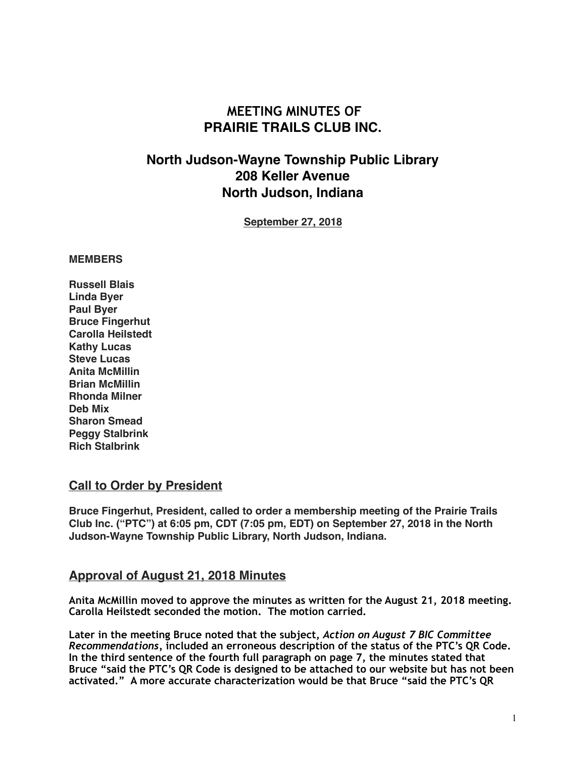# MEETING MINUTES OF
# PRAIRIE TRAILS CLUB INC.

## North Judson-Wayne Township Public Library
## 208 Keller Avenue
## North Judson, Indiana

**September 27, 2018**

**MEMBERS**

**Russell Blais**
**Linda Byer**
**Paul Byer**
**Bruce Fingerhut**
**Carolla Heilstedt**
**Kathy Lucas**
**Steve Lucas**
**Anita McMillin**
**Brian McMillin**
**Rhonda Milner**
**Deb Mix**
**Sharon Smead**
**Peggy Stalbrink**
**Rich Stalbrink**

## Call to Order by President

**Bruce Fingerhut, President, called to order a membership meeting of the Prairie Trails Club Inc. ("PTC") at 6:05 pm, CDT (7:05 pm, EDT) on September 27, 2018 in the North Judson-Wayne Township Public Library, North Judson, Indiana.**

## Approval of August 21, 2018 Minutes

**Anita McMillin moved to approve the minutes as written for the August 21, 2018 meeting. Carolla Heilstedt seconded the motion. The motion carried.**

**Later in the meeting Bruce noted that the subject, *Action on August 7 BIC Committee Recommendations*, included an erroneous description of the status of the PTC's QR Code. In the third sentence of the fourth full paragraph on page 7, the minutes stated that Bruce "said the PTC's QR Code is designed to be attached to our website but has not been activated." A more accurate characterization would be that Bruce "said the PTC's QR**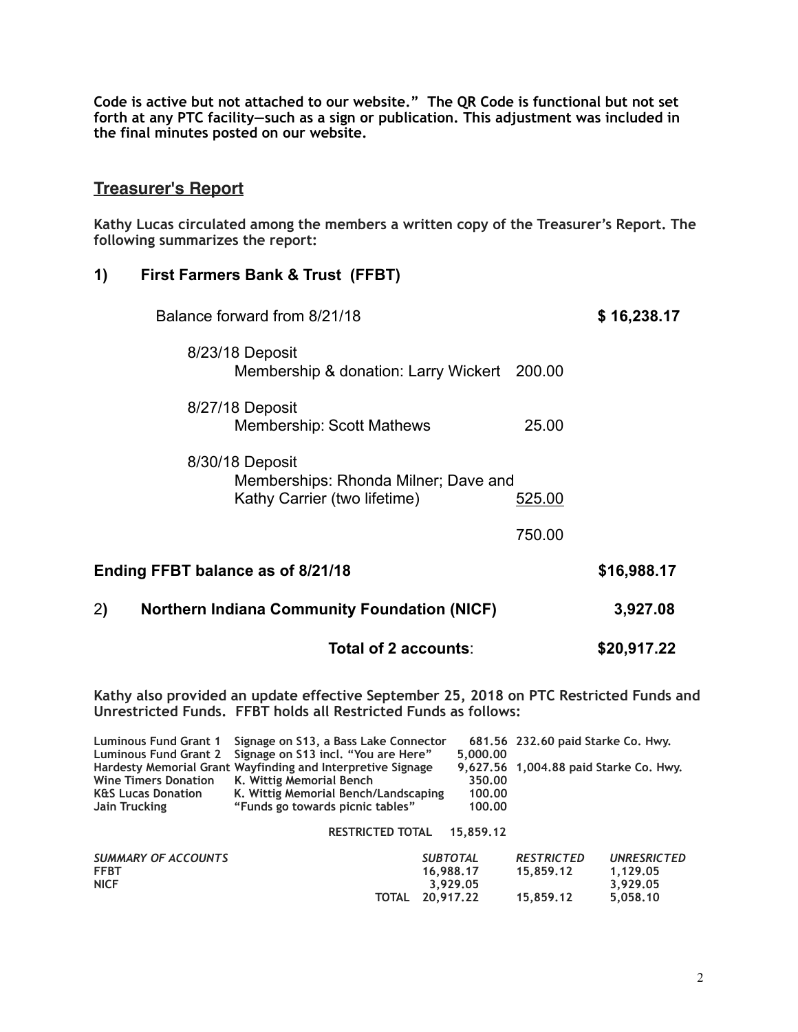**Code is active but not attached to our website." The QR Code is functional but not set forth at any PTC facility—such as a sign or publication. This adjustment was included in the final minutes posted on our website.**

## Treasurer's Report

**Kathy Lucas circulated among the members a written copy of the Treasurer's Report. The following summarizes the report:**

### 1) First Farmers Bank & Trust (FFBT)

| | | |
|---|---|---|
| Balance forward from 8/21/18 | | **$ 16,238.17** |
| 8/23/18 Deposit<br>Membership & donation: Larry Wickert | 200.00 | |
| 8/27/18 Deposit<br>Membership: Scott Mathews | 25.00 | |
| 8/30/18 Deposit<br>Memberships: Rhonda Milner; Dave and Kathy Carrier (two lifetime) | 525.00 | |
| | 750.00 | |
| **Ending FFBT balance as of 8/21/18** | | **$16,988.17** |
| **2) Northern Indiana Community Foundation (NICF)** | | **3,927.08** |
| **Total of 2 accounts:** | | **$20,917.22** |

**Kathy also provided an update effective September 25, 2018 on PTC Restricted Funds and Unrestricted Funds. FFBT holds all Restricted Funds as follows:**

| | | | |
|---|---|---|---|
| **Luminous Fund Grant 1** | **Signage on S13, a Bass Lake Connector** | **681.56** | **232.60 paid Starke Co. Hwy.** |
| **Luminous Fund Grant 2** | **Signage on S13 incl. "You are Here"** | **5,000.00** | |
| **Hardesty Memorial Grant** | **Wayfinding and Interpretive Signage** | **9,627.56** | **1,004.88 paid Starke Co. Hwy.** |
| **Wine Timers Donation** | **K. Wittig Memorial Bench** | **350.00** | |
| **K&S Lucas Donation** | **K. Wittig Memorial Bench/Landscaping** | **100.00** | |
| **Jain Trucking** | **"Funds go towards picnic tables"** | **100.00** | |
| | **RESTRICTED TOTAL** | **15,859.12** | |

| ***SUMMARY OF ACCOUNTS*** | | ***SUBTOTAL*** | ***RESTRICTED*** | ***UNRESRICTED*** |
|---|---|---|---|---|
| **FFBT** | | **16,988.17** | **15,859.12** | **1,129.05** |
| **NICF** | | **3,929.05** | | **3,929.05** |
| | **TOTAL** | **20,917.22** | **15,859.12** | **5,058.10** |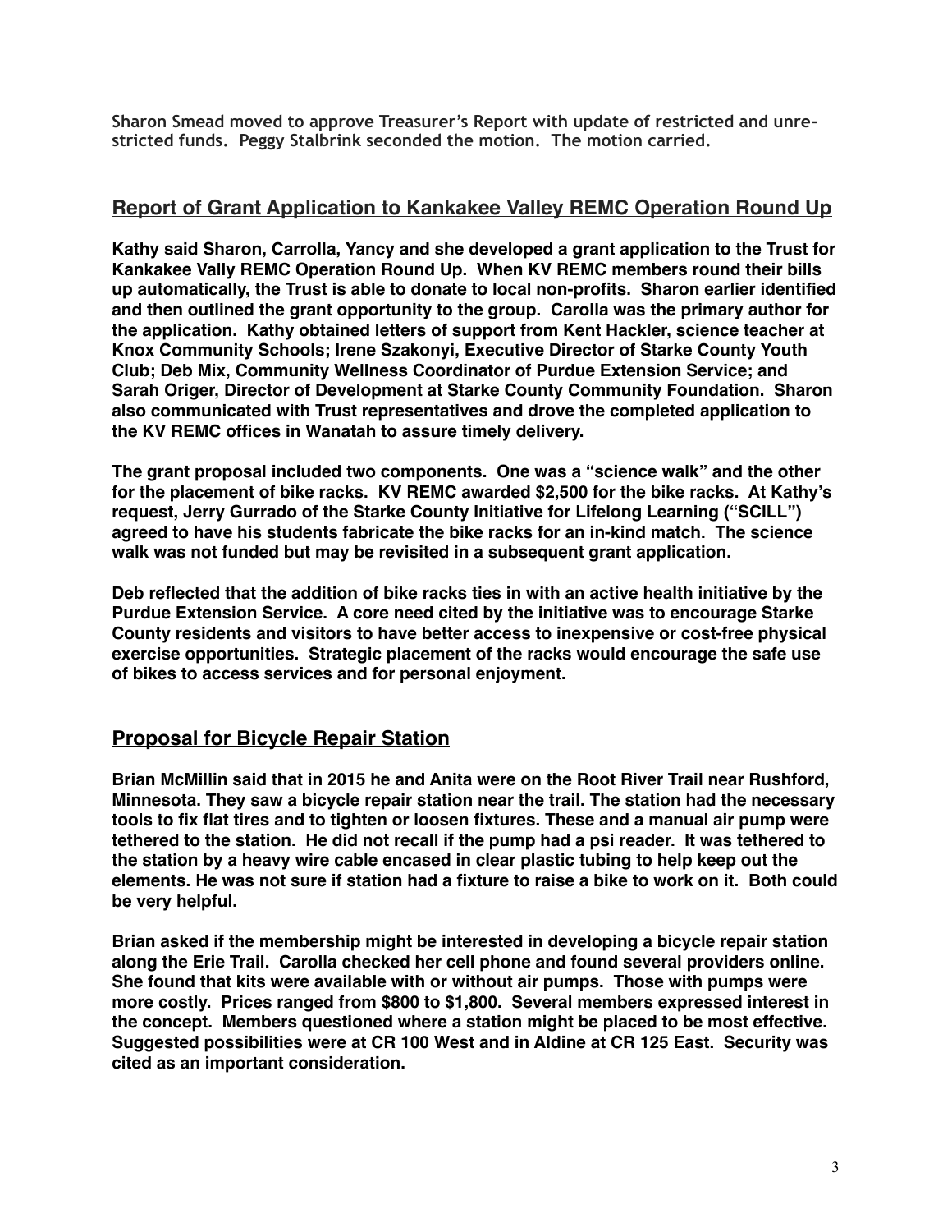Sharon Smead moved to approve Treasurer's Report with update of restricted and unrestricted funds. Peggy Stalbrink seconded the motion. The motion carried.

## Report of Grant Application to Kankakee Valley REMC Operation Round Up

**Kathy said Sharon, Carrolla, Yancy and she developed a grant application to the Trust for Kankakee Vally REMC Operation Round Up. When KV REMC members round their bills up automatically, the Trust is able to donate to local non-profits. Sharon earlier identified and then outlined the grant opportunity to the group. Carolla was the primary author for the application. Kathy obtained letters of support from Kent Hackler, science teacher at Knox Community Schools; Irene Szakonyi, Executive Director of Starke County Youth Club; Deb Mix, Community Wellness Coordinator of Purdue Extension Service; and Sarah Origer, Director of Development at Starke County Community Foundation. Sharon also communicated with Trust representatives and drove the completed application to the KV REMC offices in Wanatah to assure timely delivery.**

**The grant proposal included two components. One was a "science walk" and the other for the placement of bike racks. KV REMC awarded $2,500 for the bike racks. At Kathy's request, Jerry Gurrado of the Starke County Initiative for Lifelong Learning ("SCILL") agreed to have his students fabricate the bike racks for an in-kind match. The science walk was not funded but may be revisited in a subsequent grant application.**

**Deb reflected that the addition of bike racks ties in with an active health initiative by the Purdue Extension Service. A core need cited by the initiative was to encourage Starke County residents and visitors to have better access to inexpensive or cost-free physical exercise opportunities. Strategic placement of the racks would encourage the safe use of bikes to access services and for personal enjoyment.**

## Proposal for Bicycle Repair Station

**Brian McMillin said that in 2015 he and Anita were on the Root River Trail near Rushford, Minnesota. They saw a bicycle repair station near the trail. The station had the necessary tools to fix flat tires and to tighten or loosen fixtures. These and a manual air pump were tethered to the station. He did not recall if the pump had a psi reader. It was tethered to the station by a heavy wire cable encased in clear plastic tubing to help keep out the elements. He was not sure if station had a fixture to raise a bike to work on it. Both could be very helpful.**

**Brian asked if the membership might be interested in developing a bicycle repair station along the Erie Trail. Carolla checked her cell phone and found several providers online. She found that kits were available with or without air pumps. Those with pumps were more costly. Prices ranged from $800 to $1,800. Several members expressed interest in the concept. Members questioned where a station might be placed to be most effective. Suggested possibilities were at CR 100 West and in Aldine at CR 125 East. Security was cited as an important consideration.**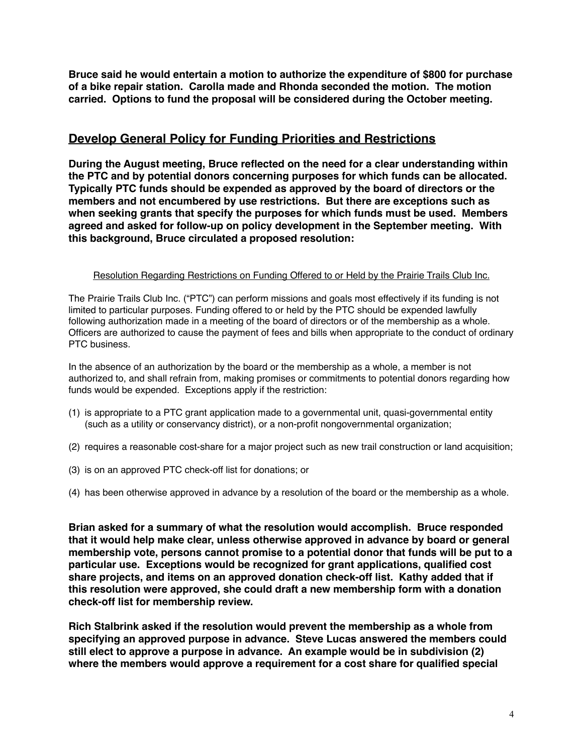**Bruce said he would entertain a motion to authorize the expenditure of $800 for purchase of a bike repair station. Carolla made and Rhonda seconded the motion. The motion carried. Options to fund the proposal will be considered during the October meeting.**

## Develop General Policy for Funding Priorities and Restrictions

**During the August meeting, Bruce reflected on the need for a clear understanding within the PTC and by potential donors concerning purposes for which funds can be allocated. Typically PTC funds should be expended as approved by the board of directors or the members and not encumbered by use restrictions. But there are exceptions such as when seeking grants that specify the purposes for which funds must be used. Members agreed and asked for follow-up on policy development in the September meeting. With this background, Bruce circulated a proposed resolution:**

<u>Resolution Regarding Restrictions on Funding Offered to or Held by the Prairie Trails Club Inc.</u>

The Prairie Trails Club Inc. ("PTC") can perform missions and goals most effectively if its funding is not limited to particular purposes. Funding offered to or held by the PTC should be expended lawfully following authorization made in a meeting of the board of directors or of the membership as a whole. Officers are authorized to cause the payment of fees and bills when appropriate to the conduct of ordinary PTC business.

In the absence of an authorization by the board or the membership as a whole, a member is not authorized to, and shall refrain from, making promises or commitments to potential donors regarding how funds would be expended. Exceptions apply if the restriction:

(1) is appropriate to a PTC grant application made to a governmental unit, quasi-governmental entity (such as a utility or conservancy district), or a non-profit nongovernmental organization;

(2) requires a reasonable cost-share for a major project such as new trail construction or land acquisition;

(3) is on an approved PTC check-off list for donations; or

(4) has been otherwise approved in advance by a resolution of the board or the membership as a whole.

**Brian asked for a summary of what the resolution would accomplish. Bruce responded that it would help make clear, unless otherwise approved in advance by board or general membership vote, persons cannot promise to a potential donor that funds will be put to a particular use. Exceptions would be recognized for grant applications, qualified cost share projects, and items on an approved donation check-off list. Kathy added that if this resolution were approved, she could draft a new membership form with a donation check-off list for membership review.**

**Rich Stalbrink asked if the resolution would prevent the membership as a whole from specifying an approved purpose in advance. Steve Lucas answered the members could still elect to approve a purpose in advance. An example would be in subdivision (2) where the members would approve a requirement for a cost share for qualified special**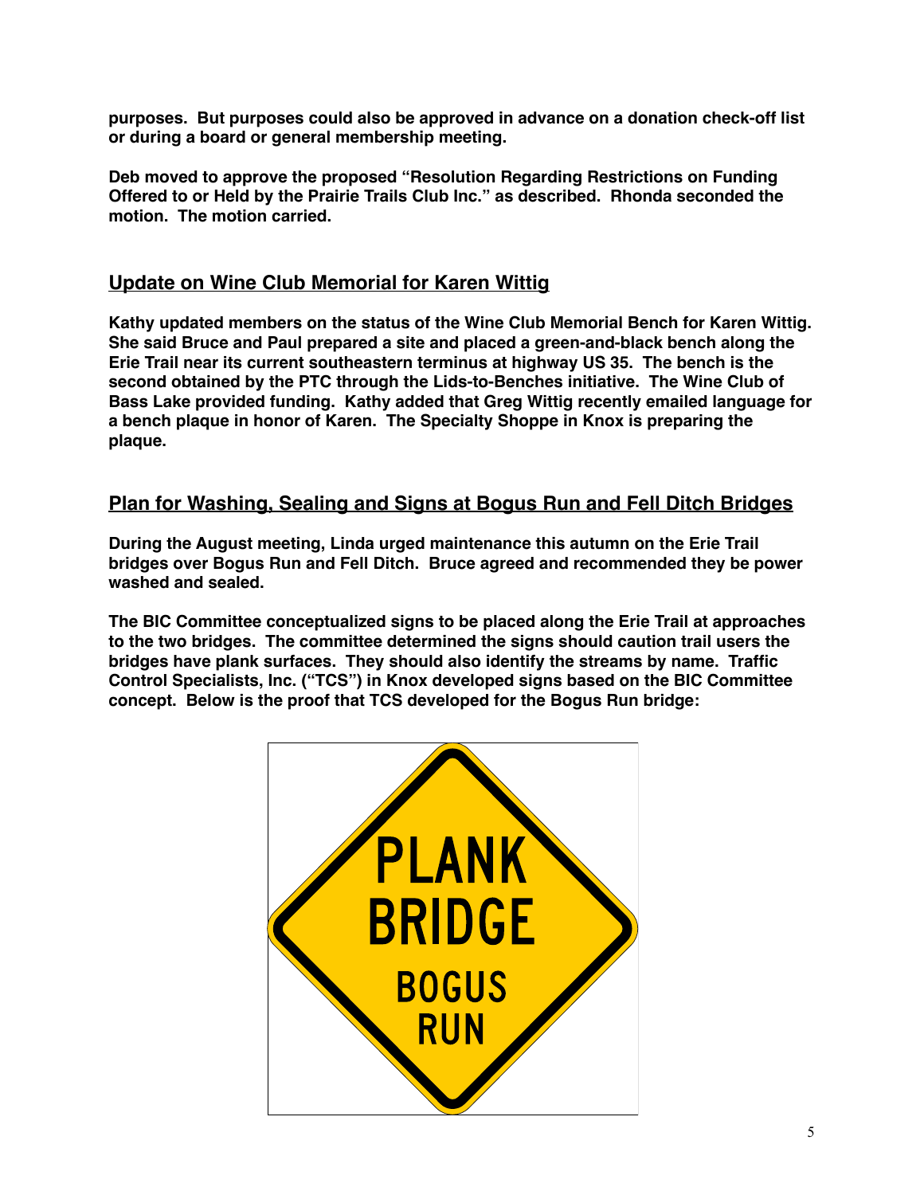**purposes. But purposes could also be approved in advance on a donation check-off list or during a board or general membership meeting.**

**Deb moved to approve the proposed "Resolution Regarding Restrictions on Funding Offered to or Held by the Prairie Trails Club Inc." as described. Rhonda seconded the motion. The motion carried.**

## Update on Wine Club Memorial for Karen Wittig

**Kathy updated members on the status of the Wine Club Memorial Bench for Karen Wittig. She said Bruce and Paul prepared a site and placed a green-and-black bench along the Erie Trail near its current southeastern terminus at highway US 35. The bench is the second obtained by the PTC through the Lids-to-Benches initiative. The Wine Club of Bass Lake provided funding. Kathy added that Greg Wittig recently emailed language for a bench plaque in honor of Karen. The Specialty Shoppe in Knox is preparing the plaque.**

## Plan for Washing, Sealing and Signs at Bogus Run and Fell Ditch Bridges

**During the August meeting, Linda urged maintenance this autumn on the Erie Trail bridges over Bogus Run and Fell Ditch. Bruce agreed and recommended they be power washed and sealed.**

**The BIC Committee conceptualized signs to be placed along the Erie Trail at approaches to the two bridges. The committee determined the signs should caution trail users the bridges have plank surfaces. They should also identify the streams by name. Traffic Control Specialists, Inc. ("TCS") in Knox developed signs based on the BIC Committee concept. Below is the proof that TCS developed for the Bogus Run bridge:**

PLANK BRIDGE BOGUS RUN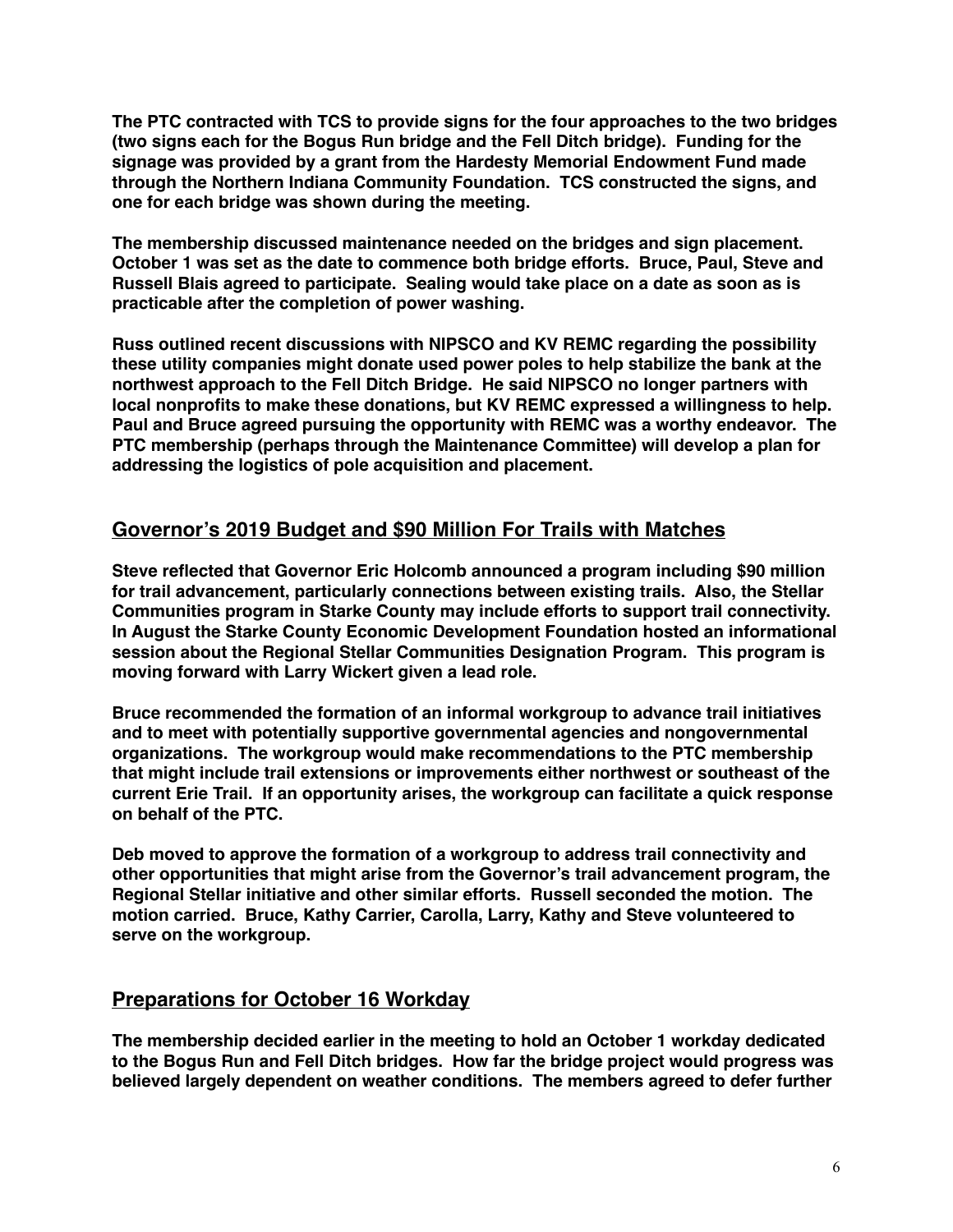**The PTC contracted with TCS to provide signs for the four approaches to the two bridges (two signs each for the Bogus Run bridge and the Fell Ditch bridge). Funding for the signage was provided by a grant from the Hardesty Memorial Endowment Fund made through the Northern Indiana Community Foundation. TCS constructed the signs, and one for each bridge was shown during the meeting.**

**The membership discussed maintenance needed on the bridges and sign placement. October 1 was set as the date to commence both bridge efforts. Bruce, Paul, Steve and Russell Blais agreed to participate. Sealing would take place on a date as soon as is practicable after the completion of power washing.**

**Russ outlined recent discussions with NIPSCO and KV REMC regarding the possibility these utility companies might donate used power poles to help stabilize the bank at the northwest approach to the Fell Ditch Bridge. He said NIPSCO no longer partners with local nonprofits to make these donations, but KV REMC expressed a willingness to help. Paul and Bruce agreed pursuing the opportunity with REMC was a worthy endeavor. The PTC membership (perhaps through the Maintenance Committee) will develop a plan for addressing the logistics of pole acquisition and placement.**

## Governor's 2019 Budget and $90 Million For Trails with Matches

**Steve reflected that Governor Eric Holcomb announced a program including $90 million for trail advancement, particularly connections between existing trails. Also, the Stellar Communities program in Starke County may include efforts to support trail connectivity. In August the Starke County Economic Development Foundation hosted an informational session about the Regional Stellar Communities Designation Program. This program is moving forward with Larry Wickert given a lead role.**

**Bruce recommended the formation of an informal workgroup to advance trail initiatives and to meet with potentially supportive governmental agencies and nongovernmental organizations. The workgroup would make recommendations to the PTC membership that might include trail extensions or improvements either northwest or southeast of the current Erie Trail. If an opportunity arises, the workgroup can facilitate a quick response on behalf of the PTC.**

**Deb moved to approve the formation of a workgroup to address trail connectivity and other opportunities that might arise from the Governor's trail advancement program, the Regional Stellar initiative and other similar efforts. Russell seconded the motion. The motion carried. Bruce, Kathy Carrier, Carolla, Larry, Kathy and Steve volunteered to serve on the workgroup.**

## Preparations for October 16 Workday

**The membership decided earlier in the meeting to hold an October 1 workday dedicated to the Bogus Run and Fell Ditch bridges. How far the bridge project would progress was believed largely dependent on weather conditions. The members agreed to defer further**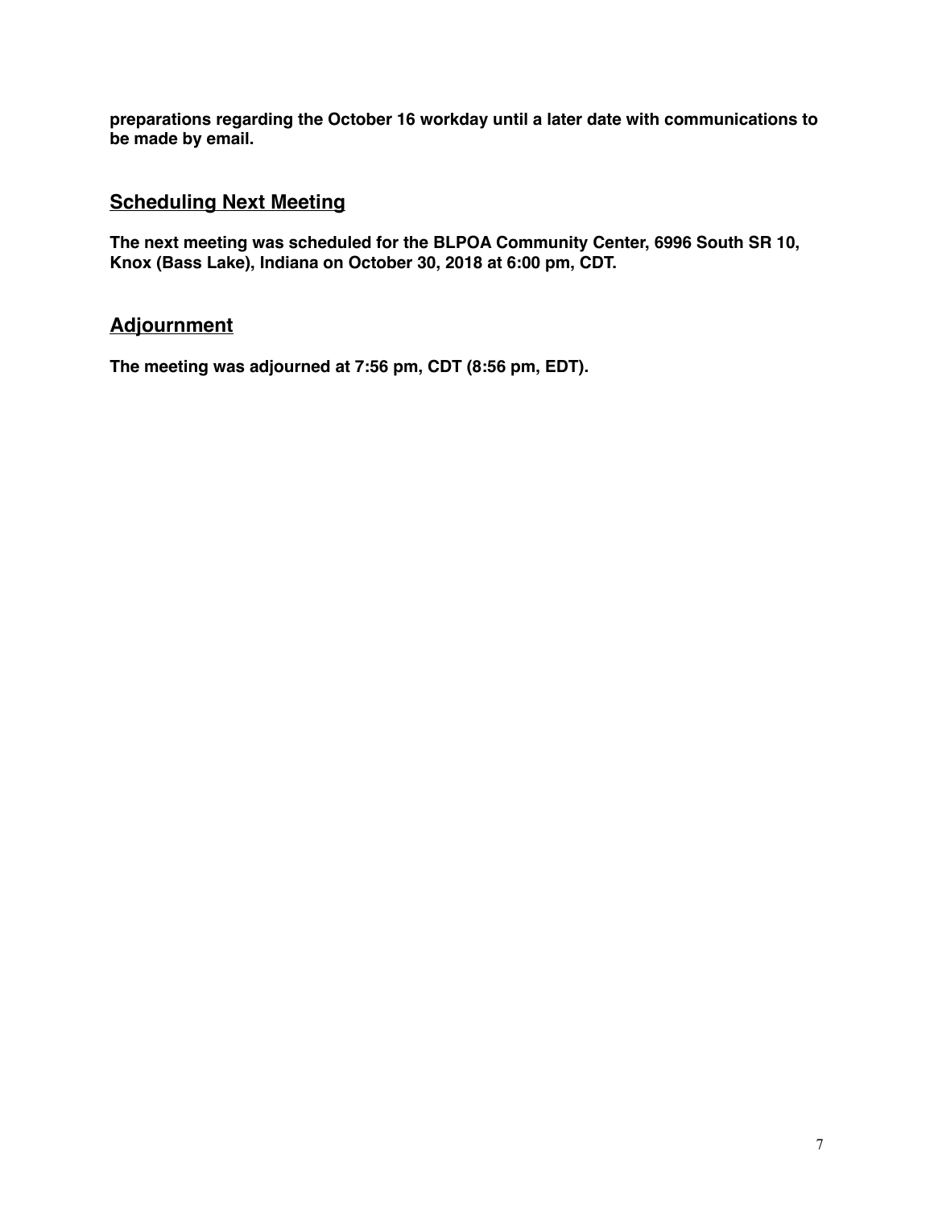**preparations regarding the October 16 workday until a later date with communications to be made by email.**

## Scheduling Next Meeting

**The next meeting was scheduled for the BLPOA Community Center, 6996 South SR 10, Knox (Bass Lake), Indiana on October 30, 2018 at 6:00 pm, CDT.**

## Adjournment

**The meeting was adjourned at 7:56 pm, CDT (8:56 pm, EDT).**